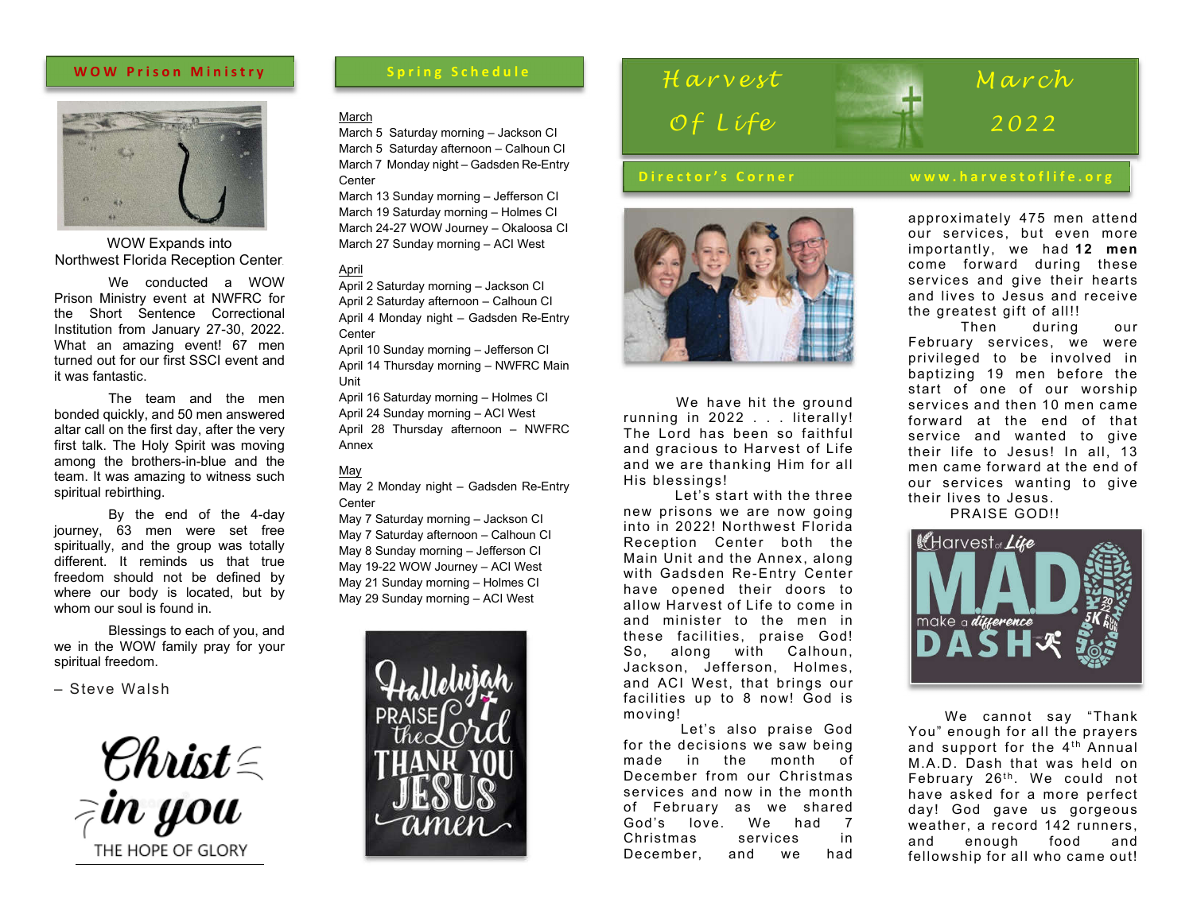## WOW Prison Ministry

WOW Expands into Northwest Florida Reception Center

We conducted a WOW Prison Ministry event at NWFRC for the Short Sentence Correctional Institution from January 27-30, 2022. What an amazing event! 67 men turned out for our first SSCI event and it was fantastic.

The team and the men bonded quickly, and 50 men answered altar call on the first day, after the very first talk. The Holy Spirit was moving among the brothers-in-blue and the team. It was amazing to witness such spiritual rebirthing.

By the end of the 4-day journey, 63 men were set free spiritually, and the group was totally different. It reminds us that true freedom should not be defined by where our body is located, but by whom our soul is found in.

Blessings to each of you, and we in the WOW family pray for your spiritual freedom.

– Steve Walsh

Christ in you THE HOPE OF GLORY

## Spring Schedule

March
March 5 Saturday morning – Jackson CI
March 5 Saturday afternoon – Calhoun CI
March 7 Monday night – Gadsden Re-Entry Center
March 13 Sunday morning – Jefferson CI
March 19 Saturday morning – Holmes CI
March 24-27 WOW Journey – Okaloosa CI
March 27 Sunday morning – ACI West

April
April 2 Saturday morning – Jackson CI
April 2 Saturday afternoon – Calhoun CI
April 4 Monday night – Gadsden Re-Entry Center
April 10 Sunday morning – Jefferson CI
April 14 Thursday morning – NWFRC Main Unit
April 16 Saturday morning – Holmes CI
April 24 Sunday morning – ACI West
April 28 Thursday afternoon – NWFRC Annex

May
May 2 Monday night – Gadsden Re-Entry Center
May 7 Saturday morning – Jackson CI
May 7 Saturday afternoon – Calhoun CI
May 8 Sunday morning – Jefferson CI
May 19-22 WOW Journey – ACI West
May 21 Sunday morning – Holmes CI
May 29 Sunday morning – ACI West

Hallelujah PRAISE the Lord THANK YOU JESUS amen

# Harvest Of Life — March 2022

## Director's Corner

www.harvestoflife.org

We have hit the ground running in 2022 . . . literally! The Lord has been so faithful and gracious to Harvest of Life and we are thanking Him for all His blessings!

Let's start with the three new prisons we are now going into in 2022! Northwest Florida Reception Center both the Main Unit and the Annex, along with Gadsden Re-Entry Center have opened their doors to allow Harvest of Life to come in and minister to the men in these facilities, praise God! So, along with Calhoun, Jackson, Jefferson, Holmes, and ACI West, that brings our facilities up to 8 now! God is moving!

Let's also praise God for the decisions we saw being made in the month of December from our Christmas services and now in the month of February as we shared God's love. We had 7 Christmas services in December, and we had approximately 475 men attend our services, but even more importantly, we had **12 men** come forward during these services and give their hearts and lives to Jesus and receive the greatest gift of all!!

Then during our February services, we were privileged to be involved in baptizing 19 men before the start of one of our worship services and then 10 men came forward at the end of that service and wanted to give their life to Jesus! In all, 13 men came forward at the end of our services wanting to give their lives to Jesus.

PRAISE GOD!!

Harvest of Life M.A.D. make a difference DASH 2022 5K FUN RUN

We cannot say "Thank You" enough for all the prayers and support for the 4th Annual M.A.D. Dash that was held on February 26th. We could not have asked for a more perfect day! God gave us gorgeous weather, a record 142 runners, and enough food and fellowship for all who came out!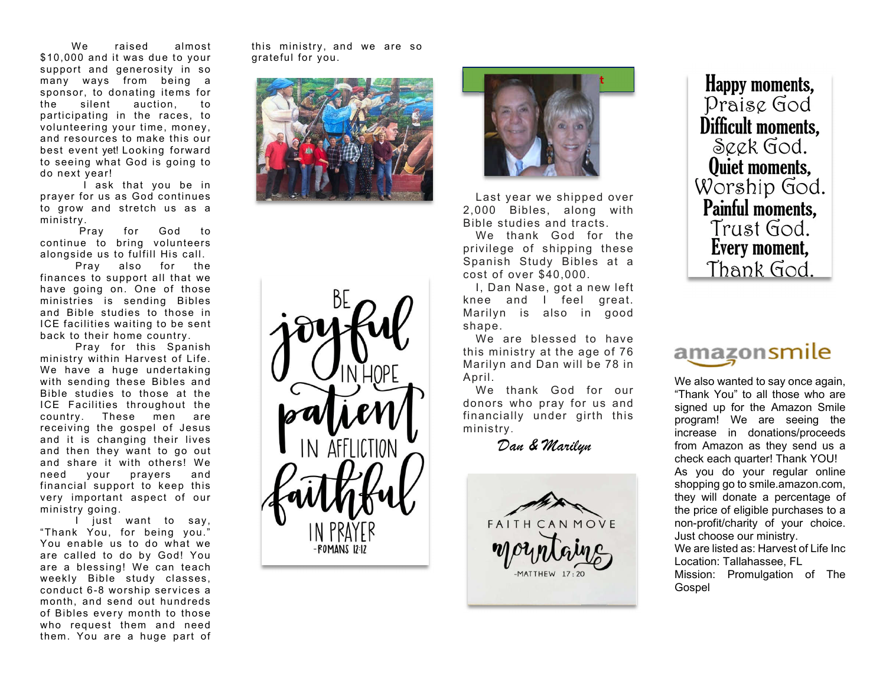We raised almost $10,000 and it was due to your support and generosity in so many ways from being a sponsor, to donating items for the silent auction, to participating in the races, to volunteering your time, money, and resources to make this our best event yet! Looking forward to seeing what God is going to do next year!

I ask that you be in prayer for us as God continues to grow and stretch us as a ministry.

Pray for God to continue to bring volunteers alongside us to fulfill His call.

Pray also for the finances to support all that we have going on. One of those ministries is sending Bibles and Bible studies to those in ICE facilities waiting to be sent back to their home country.

Pray for this Spanish ministry within Harvest of Life. We have a huge undertaking with sending these Bibles and Bible studies to those at the ICE Facilities throughout the country. These men are receiving the gospel of Jesus and it is changing their lives and then they want to go out and share it with others! We need your prayers and financial support to keep this very important aspect of our ministry going.

I just want to say, "Thank You, for being you." You enable us to do what we are called to do by God! You are a blessing! We can teach weekly Bible study classes, conduct 6-8 worship services a month, and send out hundreds of Bibles every month to those who request them and need them. You are a huge part of this ministry, and we are so grateful for you.

BE **joyful** IN HOPE **patient** IN AFFLICTION **faithful** IN PRAYER -ROMANS 12:12

Last year we shipped over 2,000 Bibles, along with Bible studies and tracts.

We thank God for the privilege of shipping these Spanish Study Bibles at a cost of over $40,000.

I, Dan Nase, got a new left knee and I feel great. Marilyn is also in good shape.

We are blessed to have this ministry at the age of 76 Marilyn and Dan will be 78 in April.

We thank God for our donors who pray for us and financially under girth this ministry.

*Dan & Marilyn*

FAITH CAN MOVE mountains -MATTHEW 17:20

**Happy moments,** Praise God **Difficult moments,** Seek God. **Quiet moments,** Worship God. **Painful moments,** Trust God. **Every moment,** Thank God.

amazonsmile

We also wanted to say once again, "Thank You" to all those who are signed up for the Amazon Smile program! We are seeing the increase in donations/proceeds from Amazon as they send us a check each quarter! Thank YOU!

As you do your regular online shopping go to smile.amazon.com, they will donate a percentage of the price of eligible purchases to a non-profit/charity of your choice. Just choose our ministry.

We are listed as: Harvest of Life Inc
Location: Tallahassee, FL
Mission: Promulgation of The Gospel